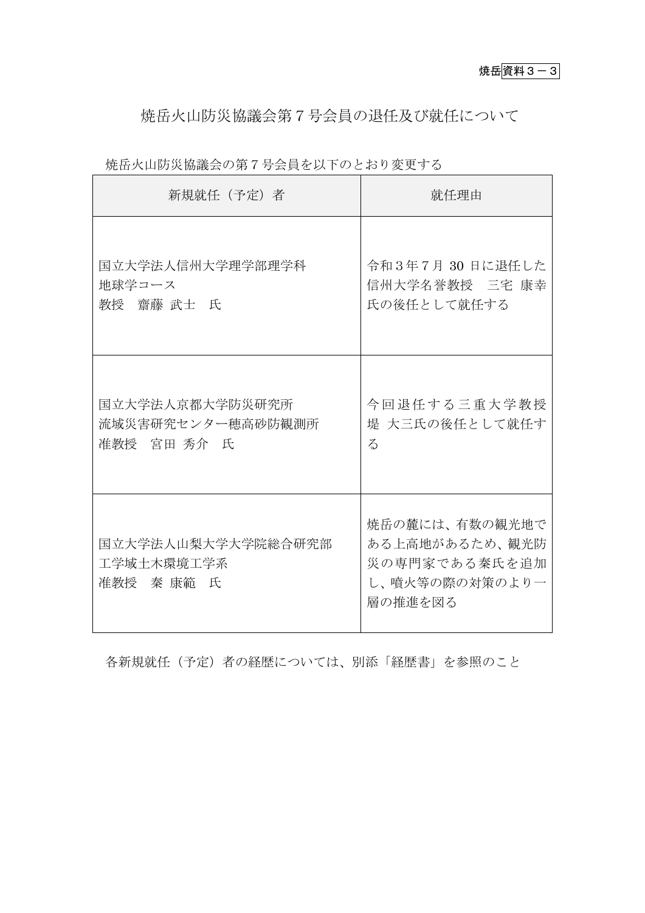焼岳資料３－３

# 焼岳火山防災協議会第７号会員の退任及び就任について

焼岳火山防災協議会の第７号会員を以下のとおり変更する

| 新規就任（予定）者 | 就任理由 |
| --- | --- |
| 国立大学法人信州大学理学部理学科<br>地球学コース<br>教授　齋藤 武士　氏 | 令和３年７月 30 日に退任した信州大学名誉教授　三宅 康幸氏の後任として就任する |
| 国立大学法人京都大学防災研究所<br>流域災害研究センター穂高砂防観測所<br>准教授　宮田 秀介　氏 | 今回退任する三重大学教授堤 大三氏の後任として就任する |
| 国立大学法人山梨大学大学院総合研究部<br>工学域土木環境工学系<br>准教授　秦 康範　氏 | 焼岳の麓には、有数の観光地である上高地があるため、観光防災の専門家である秦氏を追加し、噴火等の際の対策のより一層の推進を図る |

各新規就任（予定）者の経歴については、別添「経歴書」を参照のこと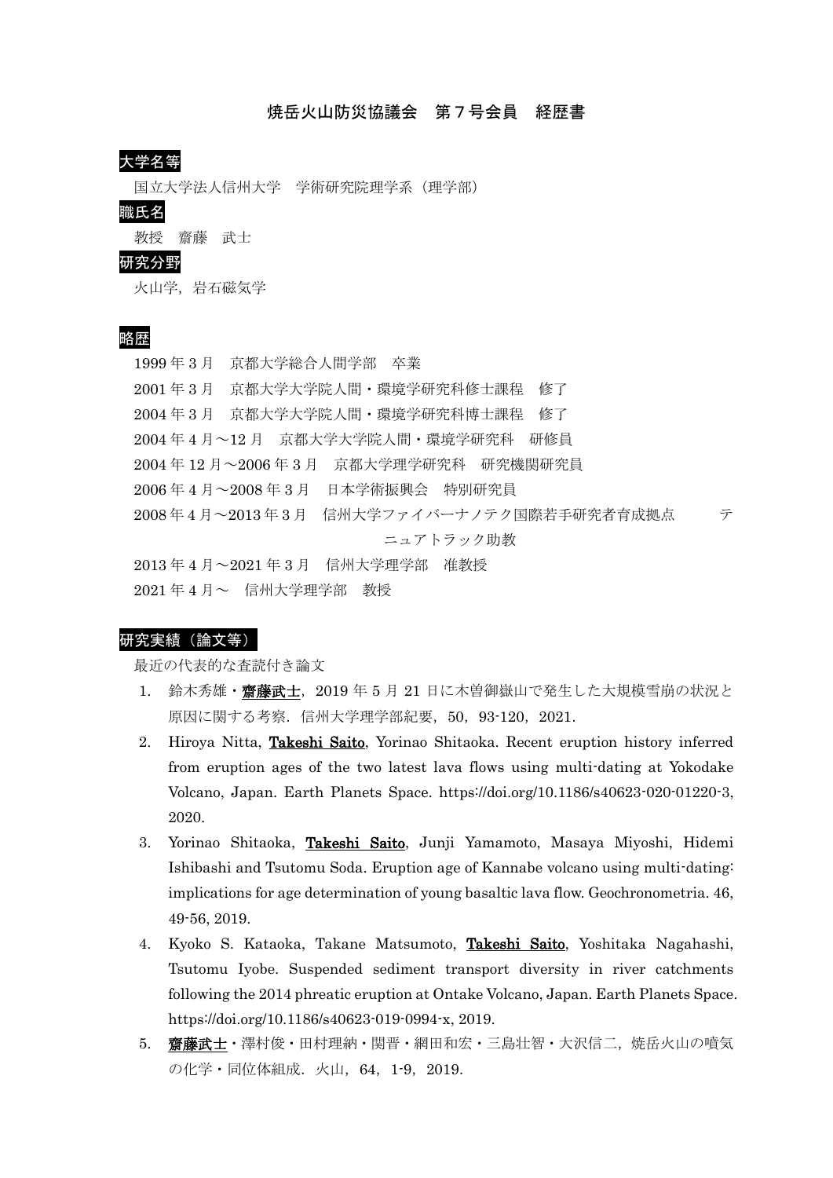# 焼岳火山防災協議会　第７号会員　経歴書

## 大学名等

国立大学法人信州大学　学術研究院理学系（理学部）

## 職氏名

教授　齋藤　武士

## 研究分野

火山学，岩石磁気学

## 略歴

1999 年 3 月　京都大学総合人間学部　卒業

2001 年 3 月　京都大学大学院人間・環境学研究科修士課程　修了

2004 年 3 月　京都大学大学院人間・環境学研究科博士課程　修了

2004 年 4 月～12 月　京都大学大学院人間・環境学研究科　研修員

2004 年 12 月～2006 年 3 月　京都大学理学研究科　研究機関研究員

2006 年 4 月～2008 年 3 月　日本学術振興会　特別研究員

2008 年 4 月～2013 年 3 月　信州大学ファイバーナノテク国際若手研究者育成拠点　テニュアトラック助教

2013 年 4 月～2021 年 3 月　信州大学理学部　准教授

2021 年 4 月～　信州大学理学部　教授

## 研究実績（論文等）

最近の代表的な査読付き論文

1. 鈴木秀雄・**齋藤武士**，2019 年 5 月 21 日に木曽御嶽山で発生した大規模雪崩の状況と原因に関する考察．信州大学理学部紀要，50，93-120，2021.
2. Hiroya Nitta, **Takeshi Saito**, Yorinao Shitaoka. Recent eruption history inferred from eruption ages of the two latest lava flows using multi-dating at Yokodake Volcano, Japan. Earth Planets Space. https://doi.org/10.1186/s40623-020-01220-3, 2020.
3. Yorinao Shitaoka, **Takeshi Saito**, Junji Yamamoto, Masaya Miyoshi, Hidemi Ishibashi and Tsutomu Soda. Eruption age of Kannabe volcano using multi-dating: implications for age determination of young basaltic lava flow. Geochronometria. 46, 49-56, 2019.
4. Kyoko S. Kataoka, Takane Matsumoto, **Takeshi Saito**, Yoshitaka Nagahashi, Tsutomu Iyobe. Suspended sediment transport diversity in river catchments following the 2014 phreatic eruption at Ontake Volcano, Japan. Earth Planets Space. https://doi.org/10.1186/s40623-019-0994-x, 2019.
5. **齋藤武士**・澤村俊・田村理納・関晋・網田和宏・三島壮智・大沢信二，焼岳火山の噴気の化学・同位体組成．火山，64，1-9，2019.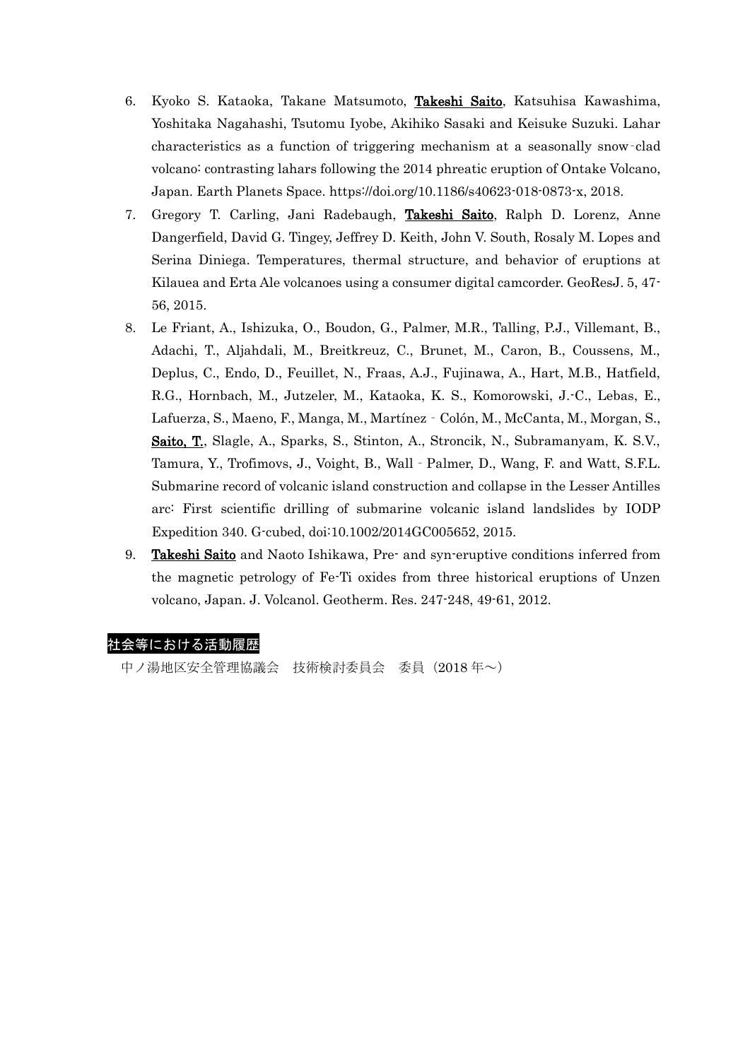6. Kyoko S. Kataoka, Takane Matsumoto, **Takeshi Saito**, Katsuhisa Kawashima, Yoshitaka Nagahashi, Tsutomu Iyobe, Akihiko Sasaki and Keisuke Suzuki. Lahar characteristics as a function of triggering mechanism at a seasonally snow‐clad volcano: contrasting lahars following the 2014 phreatic eruption of Ontake Volcano, Japan. Earth Planets Space. https://doi.org/10.1186/s40623-018-0873-x, 2018.
7. Gregory T. Carling, Jani Radebaugh, **Takeshi Saito**, Ralph D. Lorenz, Anne Dangerfield, David G. Tingey, Jeffrey D. Keith, John V. South, Rosaly M. Lopes and Serina Diniega. Temperatures, thermal structure, and behavior of eruptions at Kilauea and Erta Ale volcanoes using a consumer digital camcorder. GeoResJ. 5, 47-56, 2015.
8. Le Friant, A., Ishizuka, O., Boudon, G., Palmer, M.R., Talling, P.J., Villemant, B., Adachi, T., Aljahdali, M., Breitkreuz, C., Brunet, M., Caron, B., Coussens, M., Deplus, C., Endo, D., Feuillet, N., Fraas, A.J., Fujinawa, A., Hart, M.B., Hatfield, R.G., Hornbach, M., Jutzeler, M., Kataoka, K. S., Komorowski, J.-C., Lebas, E., Lafuerza, S., Maeno, F., Manga, M., Martínez‐Colón, M., McCanta, M., Morgan, S., **Saito, T.**, Slagle, A., Sparks, S., Stinton, A., Stroncik, N., Subramanyam, K. S.V., Tamura, Y., Trofimovs, J., Voight, B., Wall‐Palmer, D., Wang, F. and Watt, S.F.L. Submarine record of volcanic island construction and collapse in the Lesser Antilles arc: First scientific drilling of submarine volcanic island landslides by IODP Expedition 340. G-cubed, doi:10.1002/2014GC005652, 2015.
9. **Takeshi Saito** and Naoto Ishikawa, Pre- and syn-eruptive conditions inferred from the magnetic petrology of Fe-Ti oxides from three historical eruptions of Unzen volcano, Japan. J. Volcanol. Geotherm. Res. 247-248, 49-61, 2012.

## 社会等における活動履歴

中ノ湯地区安全管理協議会　技術検討委員会　委員（2018 年～）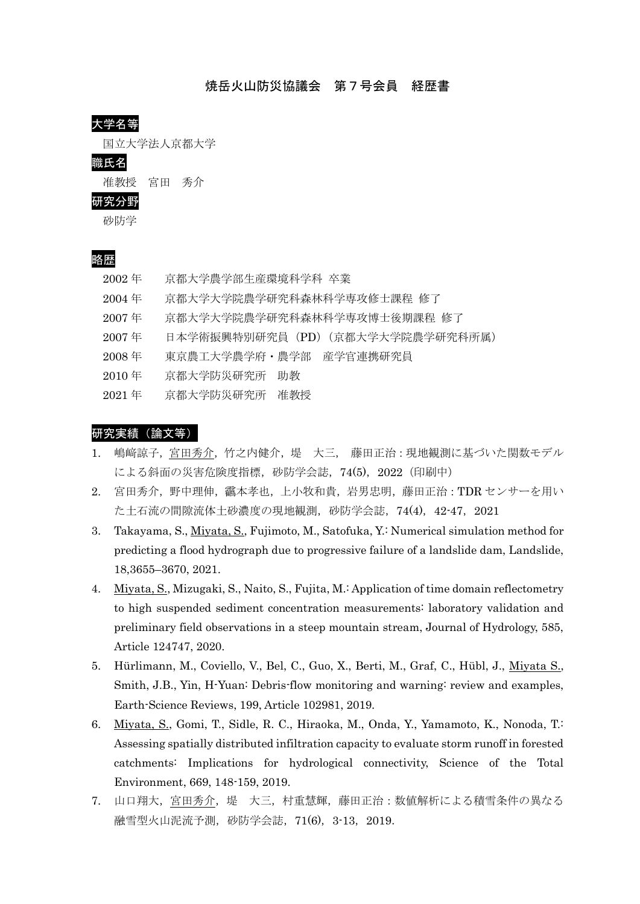# 焼岳火山防災協議会　第７号会員　経歴書

## 大学名等

国立大学法人京都大学

## 職氏名

准教授　宮田　秀介

## 研究分野

砂防学

## 略歴

2002 年　京都大学農学部生産環境科学科 卒業
2004 年　京都大学大学院農学研究科森林科学専攻修士課程 修了
2007 年　京都大学大学院農学研究科森林科学専攻博士後期課程 修了
2007 年　日本学術振興特別研究員（PD）（京都大学大学院農学研究科所属）
2008 年　東京農工大学農学府・農学部　産学官連携研究員
2010 年　京都大学防災研究所　助教
2021 年　京都大学防災研究所　准教授

## 研究実績（論文等）

1. 嶋﨑諒子，宮田秀介，竹之内健介，堤　大三，　藤田正治：現地観測に基づいた関数モデルによる斜面の災害危険度指標，砂防学会誌，74(5)，2022（印刷中）
2. 宮田秀介，野中理伸，靏本孝也，上小牧和貴，岩男忠明，藤田正治：TDR センサーを用いた土石流の間隙流体土砂濃度の現地観測，砂防学会誌，74(4)，42-47，2021
3. Takayama, S., Miyata, S., Fujimoto, M., Satofuka, Y.: Numerical simulation method for predicting a flood hydrograph due to progressive failure of a landslide dam, Landslide, 18,3655–3670, 2021.
4. Miyata, S., Mizugaki, S., Naito, S., Fujita, M.: Application of time domain reflectometry to high suspended sediment concentration measurements: laboratory validation and preliminary field observations in a steep mountain stream, Journal of Hydrology, 585, Article 124747, 2020.
5. Hürlimann, M., Coviello, V., Bel, C., Guo, X., Berti, M., Graf, C., Hübl, J., Miyata S., Smith, J.B., Yin, H-Yuan: Debris-flow monitoring and warning: review and examples, Earth-Science Reviews, 199, Article 102981, 2019.
6. Miyata, S., Gomi, T., Sidle, R. C., Hiraoka, M., Onda, Y., Yamamoto, K., Nonoda, T.: Assessing spatially distributed infiltration capacity to evaluate storm runoff in forested catchments: Implications for hydrological connectivity, Science of the Total Environment, 669, 148-159, 2019.
7. 山口翔大，宮田秀介，堤　大三，村重慧輝，藤田正治：数値解析による積雪条件の異なる融雪型火山泥流予測，砂防学会誌，71(6)，3-13，2019.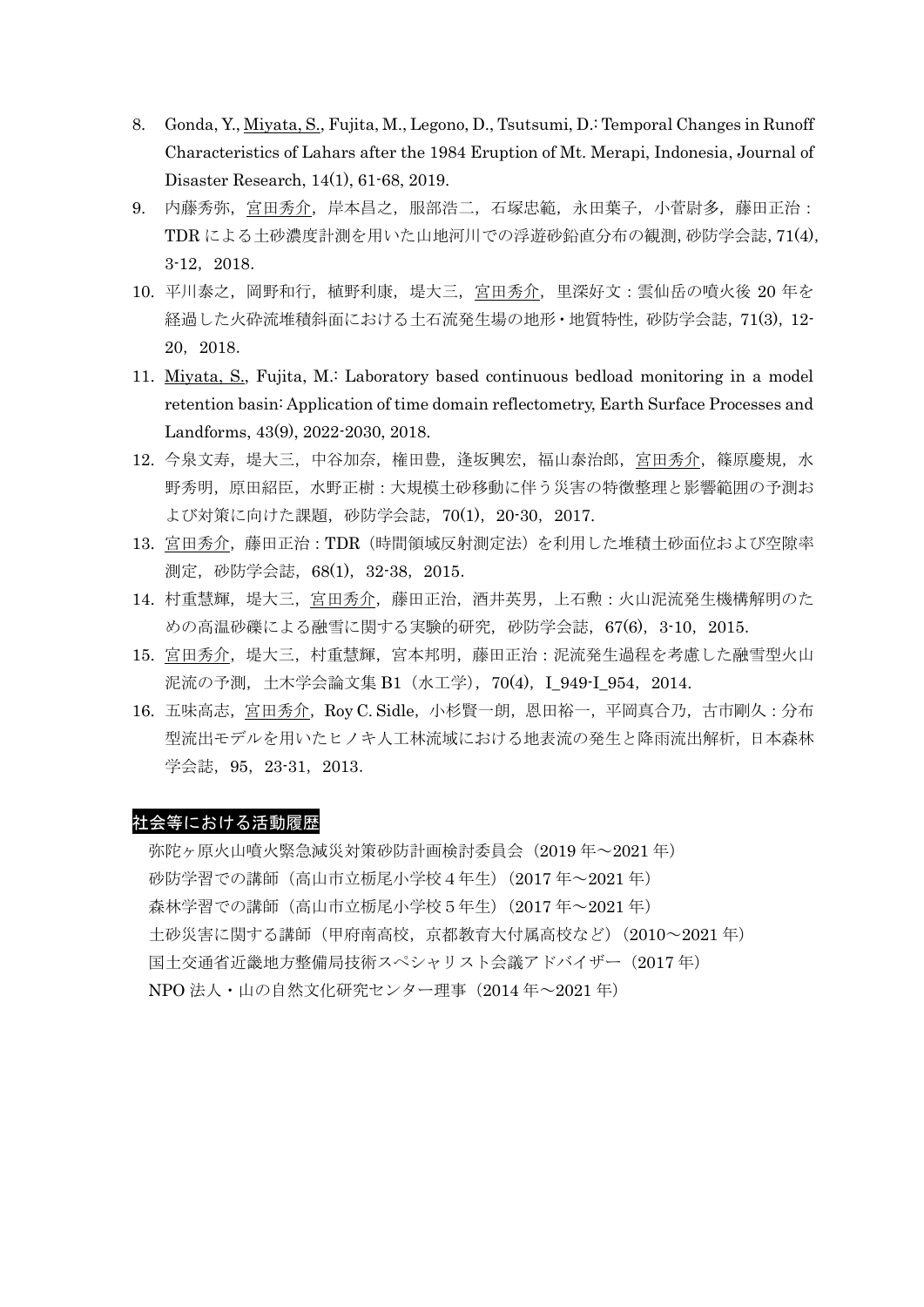8. Gonda, Y., <u>Miyata, S.</u>, Fujita, M., Legono, D., Tsutsumi, D.: Temporal Changes in Runoff Characteristics of Lahars after the 1984 Eruption of Mt. Merapi, Indonesia, Journal of Disaster Research, 14(1), 61-68, 2019.
9. 内藤秀弥，<u>宮田秀介</u>，岸本昌之，服部浩二，石塚忠範，永田葉子，小菅尉多，藤田正治：TDR による土砂濃度計測を用いた山地河川での浮遊砂鉛直分布の観測, 砂防学会誌, 71(4), 3-12，2018.
10. 平川泰之，岡野和行，植野利康，堤大三，<u>宮田秀介</u>，里深好文：雲仙岳の噴火後 20 年を経過した火砕流堆積斜面における土石流発生場の地形・地質特性，砂防学会誌，71(3)，12-20，2018.
11. <u>Miyata, S.</u>, Fujita, M.: Laboratory based continuous bedload monitoring in a model retention basin: Application of time domain reflectometry, Earth Surface Processes and Landforms, 43(9), 2022-2030, 2018.
12. 今泉文寿，堤大三，中谷加奈，権田豊，逢坂興宏，福山泰治郎，<u>宮田秀介</u>，篠原慶規，水野秀明，原田紹臣，水野正樹：大規模土砂移動に伴う災害の特徴整理と影響範囲の予測および対策に向けた課題，砂防学会誌，70(1)，20-30，2017.
13. <u>宮田秀介</u>，藤田正治：TDR（時間領域反射測定法）を利用した堆積土砂面位および空隙率測定，砂防学会誌，68(1)，32-38，2015.
14. 村重慧輝，堤大三，<u>宮田秀介</u>，藤田正治，酒井英男，上石勲：火山泥流発生機構解明のための高温砂礫による融雪に関する実験的研究，砂防学会誌，67(6)，3-10，2015.
15. <u>宮田秀介</u>，堤大三，村重慧輝，宮本邦明，藤田正治：泥流発生過程を考慮した融雪型火山泥流の予測，土木学会論文集 B1（水工学），70(4)，I_949-I_954，2014.
16. 五味高志，<u>宮田秀介</u>，Roy C. Sidle，小杉賢一朗，恩田裕一，平岡真合乃，古市剛久：分布型流出モデルを用いたヒノキ人工林流域における地表流の発生と降雨流出解析，日本森林学会誌，95，23-31，2013.

## 社会等における活動履歴

弥陀ヶ原火山噴火緊急減災対策砂防計画検討委員会（2019 年～2021 年）
砂防学習での講師（高山市立栃尾小学校 4 年生）（2017 年～2021 年）
森林学習での講師（高山市立栃尾小学校 5 年生）（2017 年～2021 年）
土砂災害に関する講師（甲府南高校，京都教育大付属高校など）（2010～2021 年）
国土交通省近畿地方整備局技術スペシャリスト会議アドバイザー（2017 年）
NPO 法人・山の自然文化研究センター理事（2014 年～2021 年）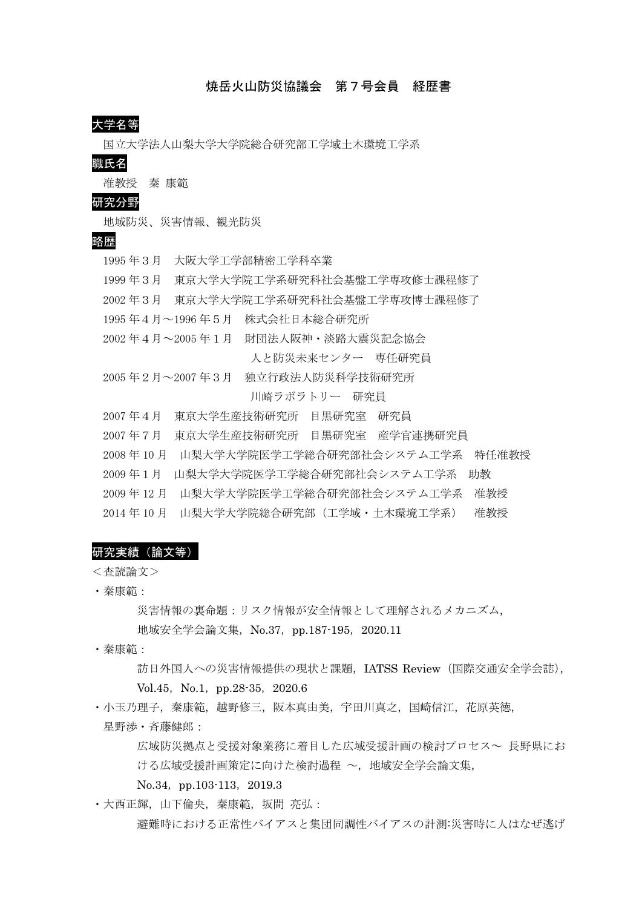# 焼岳火山防災協議会　第７号会員　経歴書

## 大学名等

国立大学法人山梨大学大学院総合研究部工学域土木環境工学系

## 職氏名

准教授　秦 康範

## 研究分野

地域防災、災害情報、観光防災

## 略歴

1995 年３月　大阪大学工学部精密工学科卒業

1999 年３月　東京大学大学院工学系研究科社会基盤工学専攻修士課程修了

2002 年３月　東京大学大学院工学系研究科社会基盤工学専攻博士課程修了

1995 年４月～1996 年５月　株式会社日本総合研究所

2002 年４月～2005 年１月　財団法人阪神・淡路大震災記念協会
　　人と防災未来センター　専任研究員

2005 年２月～2007 年３月　独立行政法人防災科学技術研究所
　　川崎ラボラトリー　研究員

2007 年４月　東京大学生産技術研究所　目黒研究室　研究員

2007 年７月　東京大学生産技術研究所　目黒研究室　産学官連携研究員

2008 年 10 月　山梨大学大学院医学工学総合研究部社会システム工学系　特任准教授

2009 年１月　山梨大学大学院医学工学総合研究部社会システム工学系　助教

2009 年 12 月　山梨大学大学院医学工学総合研究部社会システム工学系　准教授

2014 年 10 月　山梨大学大学院総合研究部（工学域・土木環境工学系）　准教授

## 研究実績（論文等）

＜査読論文＞

- 秦康範：
  災害情報の裏命題：リスク情報が安全情報として理解されるメカニズム，
  地域安全学会論文集，No.37，pp.187-195，2020.11
- 秦康範：
  訪日外国人への災害情報提供の現状と課題，IATSS Review（国際交通安全学会誌），
  Vol.45，No.1，pp.28-35，2020.6
- 小玉乃理子，秦康範，越野修三，阪本真由美，宇田川真之，国崎信江，花原英徳，
  星野渉・斉藤健郎：
  広域防災拠点と受援対象業務に着目した広域受援計画の検討プロセス～ 長野県における広域受援計画策定に向けた検討過程 ～，地域安全学会論文集，
  No.34，pp.103-113，2019.3
- 大西正輝，山下倫央，秦康範，坂間 亮弘：
  避難時における正常性バイアスと集団同調性バイアスの計測:災害時に人はなぜ逃げ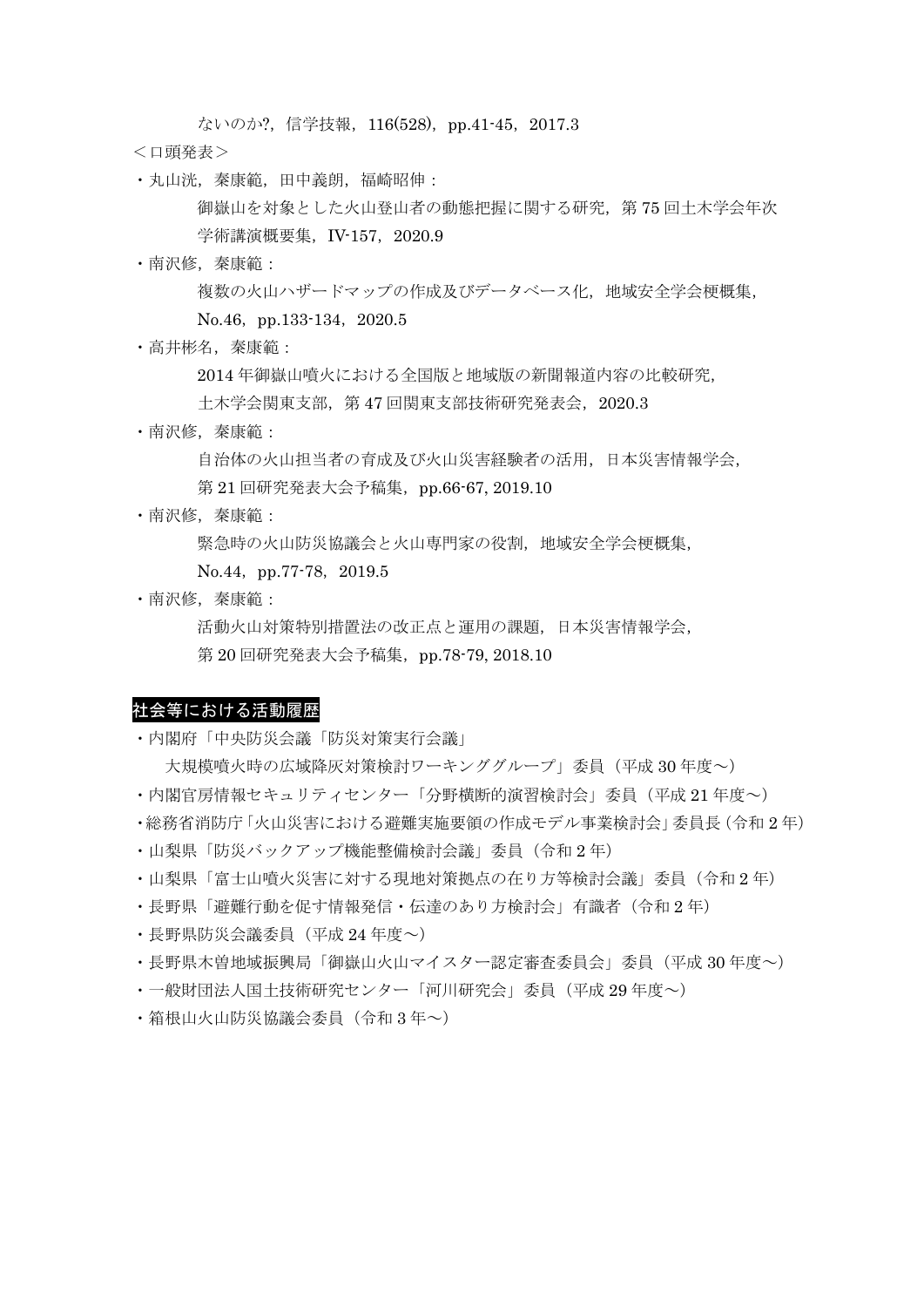ないのか?，信学技報，116(528)，pp.41-45，2017.3

＜口頭発表＞

・丸山洸，秦康範，田中義朗，福崎昭伸：
御嶽山を対象とした火山登山者の動態把握に関する研究，第 75 回土木学会年次学術講演概要集，IV-157，2020.9

・南沢修，秦康範：
複数の火山ハザードマップの作成及びデータベース化，地域安全学会梗概集，No.46，pp.133-134，2020.5

・高井彬名，秦康範：
2014 年御嶽山噴火における全国版と地域版の新聞報道内容の比較研究，土木学会関東支部，第 47 回関東支部技術研究発表会，2020.3

・南沢修，秦康範：
自治体の火山担当者の育成及び火山災害経験者の活用，日本災害情報学会，第 21 回研究発表大会予稿集，pp.66-67, 2019.10

・南沢修，秦康範：
緊急時の火山防災協議会と火山専門家の役割，地域安全学会梗概集，No.44，pp.77-78，2019.5

・南沢修，秦康範：
活動火山対策特別措置法の改正点と運用の課題，日本災害情報学会，第 20 回研究発表大会予稿集，pp.78-79, 2018.10

## 社会等における活動履歴

・内閣府「中央防災会議「防災対策実行会議」
大規模噴火時の広域降灰対策検討ワーキンググループ」委員（平成 30 年度～）
・内閣官房情報セキュリティセンター「分野横断的演習検討会」委員（平成 21 年度～）
・総務省消防庁「火山災害における避難実施要領の作成モデル事業検討会」委員長（令和 2 年）
・山梨県「防災バックアップ機能整備検討会議」委員（令和 2 年）
・山梨県「富士山噴火災害に対する現地対策拠点の在り方等検討会議」委員（令和 2 年）
・長野県「避難行動を促す情報発信・伝達のあり方検討会」有識者（令和 2 年）
・長野県防災会議委員（平成 24 年度～）
・長野県木曽地域振興局「御嶽山火山マイスター認定審査委員会」委員（平成 30 年度～）
・一般財団法人国土技術研究センター「河川研究会」委員（平成 29 年度～）
・箱根山火山防災協議会委員（令和 3 年～）